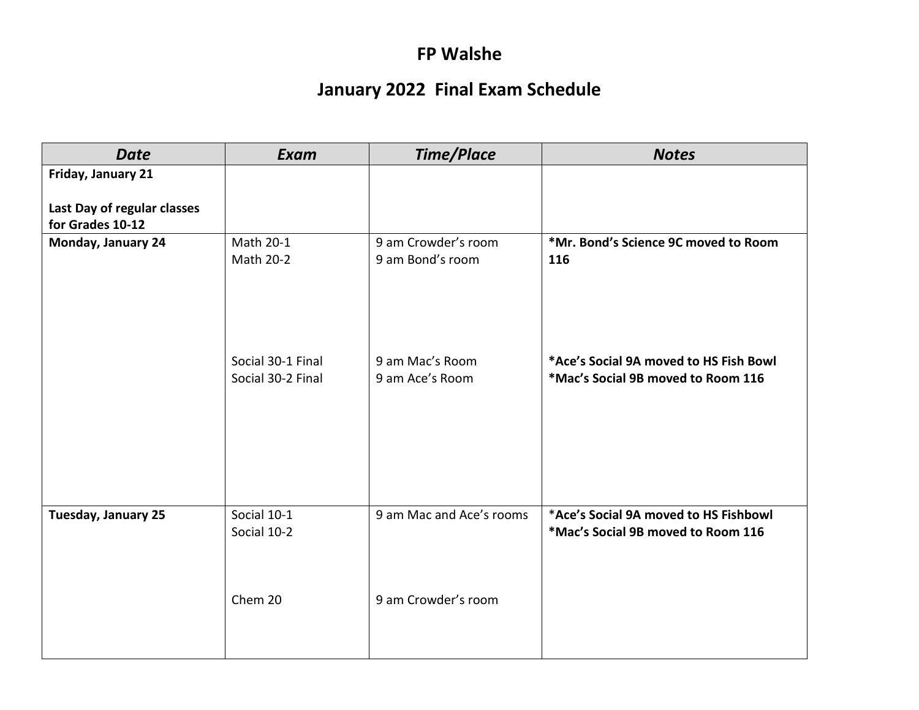# FP Walshe

## January 2022 Final Exam Schedule

| ***Date*** | ***Exam*** | ***Time/Place*** | ***Notes*** |
|---|---|---|---|
| **Friday, January 21**<br><br>**Last Day of regular classes for Grades 10-12** | | | |
| **Monday, January 24** | Math 20-1<br>Math 20-2<br><br>Social 30-1 Final<br>Social 30-2 Final | 9 am Crowder's room<br>9 am Bond's room<br><br>9 am Mac's Room<br>9 am Ace's Room | **\*Mr. Bond's Science 9C moved to Room 116**<br><br>**\*Ace's Social 9A moved to HS Fish Bowl**<br>**\*Mac's Social 9B moved to Room 116** |
| **Tuesday, January 25** | Social 10-1<br>Social 10-2<br><br>Chem 20 | 9 am Mac and Ace's rooms<br><br>9 am Crowder's room | \***Ace's Social 9A moved to HS Fishbowl**<br>**\*Mac's Social 9B moved to Room 116** |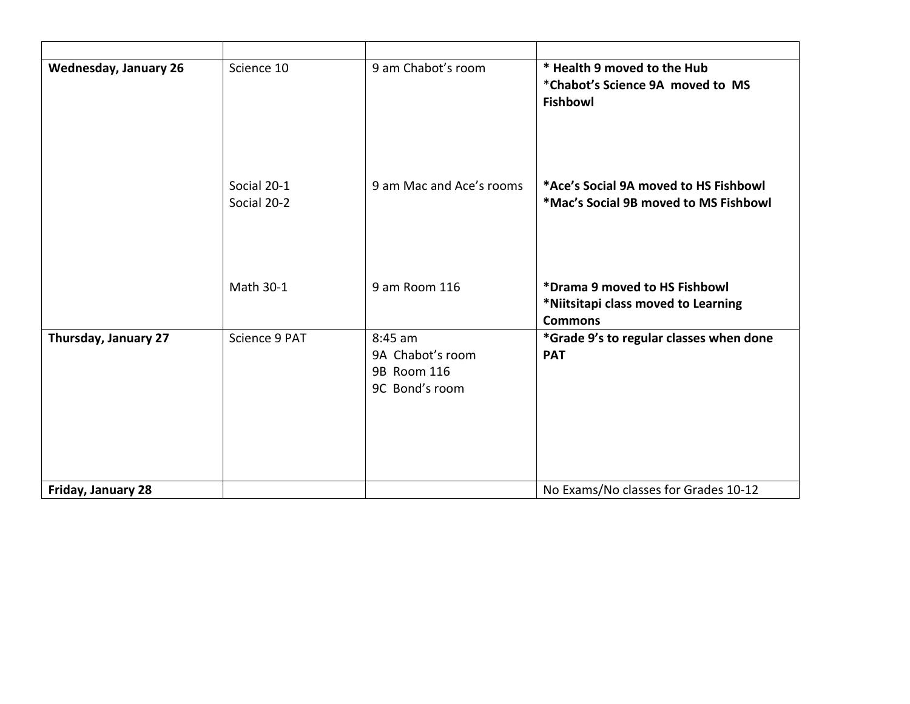| | | | |
|---|---|---|---|
| **Wednesday, January 26** | Science 10 | 9 am Chabot's room | **\* Health 9 moved to the Hub**<br>*__Chabot's Science 9A moved to MS Fishbowl__ |
| | Social 20-1<br>Social 20-2 | 9 am Mac and Ace's rooms | **\*Ace's Social 9A moved to HS Fishbowl**<br>**\*Mac's Social 9B moved to MS Fishbowl** |
| | Math 30-1 | 9 am Room 116 | **\*Drama 9 moved to HS Fishbowl**<br>**\*Niitsitapi class moved to Learning Commons** |
| **Thursday, January 27** | Science 9 PAT | 8:45 am<br>9A Chabot's room<br>9B Room 116<br>9C Bond's room | **\*Grade 9's to regular classes when done PAT** |
| **Friday, January 28** | | | No Exams/No classes for Grades 10-12 |